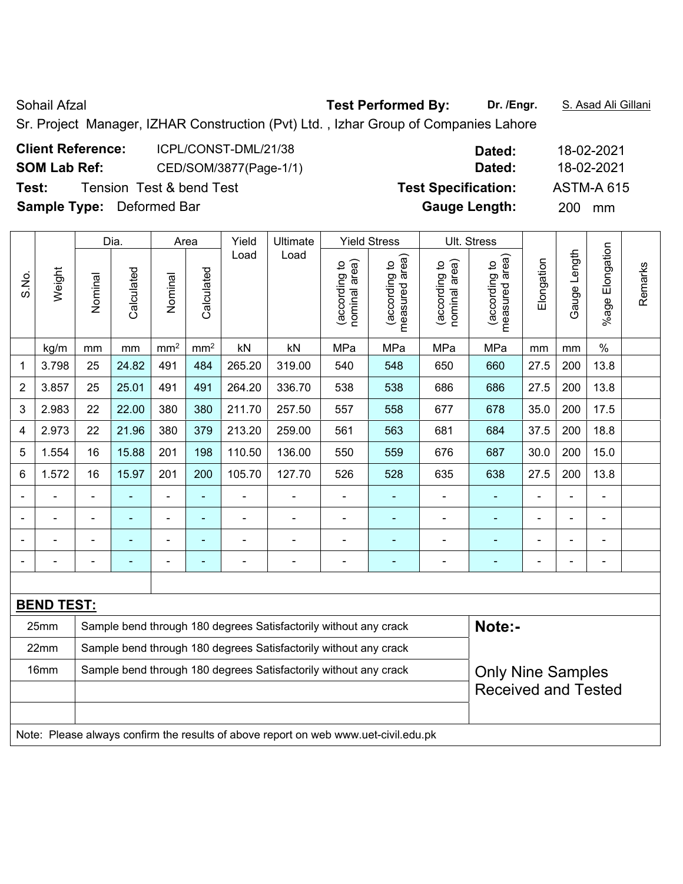Sohail Afzal **Test Performed By:** **Dr. /Engr.** S. Asad Ali Gillani

Sr. Project Manager, IZHAR Construction (Pvt) Ltd. , Izhar Group of Companies Lahore

**Client Reference:** ICPL/CONST-DML/21/38 **Dated:** 18-02-2021

**SOM Lab Ref:** CED/SOM/3877(Page-1/1) **Dated:** 18-02-2021

**Test:** Tension Test & bend Test **Test Specification:** ASTM-A 615

**Sample Type:** Deformed Bar **Gauge Length:** 200 mm

| S.No. | Weight | Dia. | | Area | | Yield Load | Ultimate Load | Yield Stress | | Ult. Stress | | Elongation | Gauge Length | %age Elongation | Remarks |
|---|---|---|---|---|---|---|---|---|---|---|---|---|---|---|---|
| | | Nominal | Calculated | Nominal | Calculated | | | (according to nominal area) | (according to measured area) | (according to nominal area) | (according to measured area) | | | | |
| | kg/m | mm | mm | mm² | mm² | kN | kN | MPa | MPa | MPa | MPa | mm | mm | % | |
| 1 | 3.798 | 25 | 24.82 | 491 | 484 | 265.20 | 319.00 | 540 | 548 | 650 | 660 | 27.5 | 200 | 13.8 | |
| 2 | 3.857 | 25 | 25.01 | 491 | 491 | 264.20 | 336.70 | 538 | 538 | 686 | 686 | 27.5 | 200 | 13.8 | |
| 3 | 2.983 | 22 | 22.00 | 380 | 380 | 211.70 | 257.50 | 557 | 558 | 677 | 678 | 35.0 | 200 | 17.5 | |
| 4 | 2.973 | 22 | 21.96 | 380 | 379 | 213.20 | 259.00 | 561 | 563 | 681 | 684 | 37.5 | 200 | 18.8 | |
| 5 | 1.554 | 16 | 15.88 | 201 | 198 | 110.50 | 136.00 | 550 | 559 | 676 | 687 | 30.0 | 200 | 15.0 | |
| 6 | 1.572 | 16 | 15.97 | 201 | 200 | 105.70 | 127.70 | 526 | 528 | 635 | 638 | 27.5 | 200 | 13.8 | |
| - | - | - | - | - | - | - | - | - | - | - | - | - | - | - | |
| - | - | - | - | - | - | - | - | - | - | - | - | - | - | - | |
| - | - | - | - | - | - | - | - | - | - | - | - | - | - | - | |
| - | - | - | - | - | - | - | - | - | - | - | - | - | - | - | |

**BEND TEST:**

| | | |
|---|---|---|
| 25mm | Sample bend through 180 degrees Satisfactorily without any crack | **Note:-** |
| 22mm | Sample bend through 180 degrees Satisfactorily without any crack | |
| 16mm | Sample bend through 180 degrees Satisfactorily without any crack | Only Nine Samples Received and Tested |

Note: Please always confirm the results of above report on web www.uet-civil.edu.pk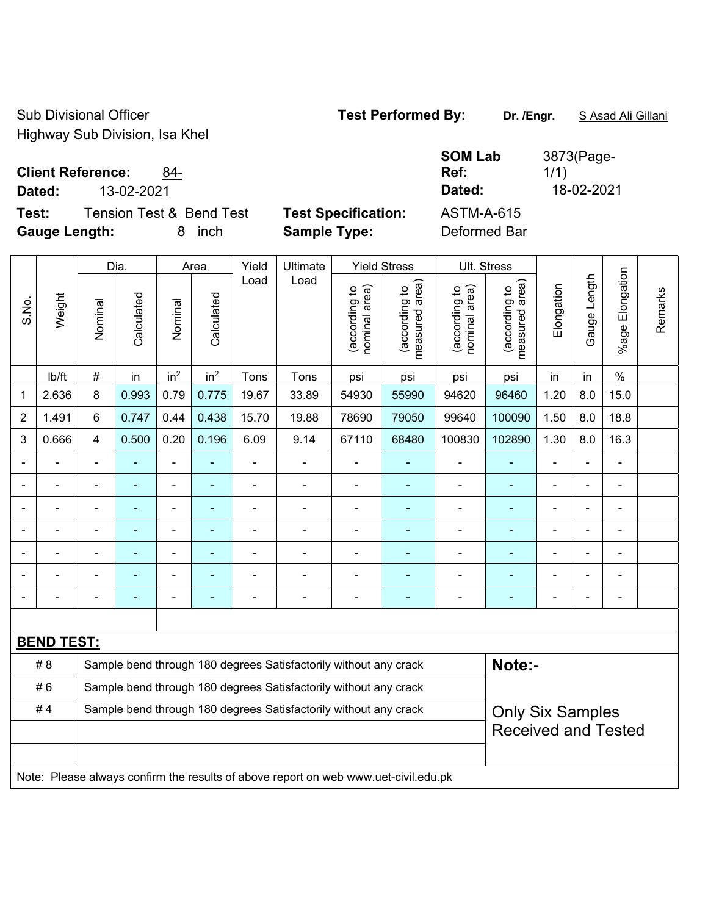Sub Divisional Officer
Highway Sub Division, Isa Khel

**Test Performed By:** **Dr. /Engr.** S Asad Ali Gillani

**Client Reference:** 84-
**Dated:** 13-02-2021

**SOM Lab Ref:** 3873(Page-1/1)
**Dated:** 18-02-2021

**Test:** Tension Test & Bend Test
**Gauge Length:** 8 inch

**Test Specification:** ASTM-A-615
**Sample Type:** Deformed Bar

| S.No. | Weight | Dia. | | Area | | Yield Load | Ultimate Load | Yield Stress | | Ult. Stress | | Elongation | Gauge Length | %age Elongation | Remarks |
|---|---|---|---|---|---|---|---|---|---|---|---|---|---|---|---|
| | | Nominal | Calculated | Nominal | Calculated | | | (according to nominal area) | (according to measured area) | (according to nominal area) | (according to measured area) | | | | |
| | lb/ft | # | in | in$^2$ | in$^2$ | Tons | Tons | psi | psi | psi | psi | in | in | % | |
| 1 | 2.636 | 8 | 0.993 | 0.79 | 0.775 | 19.67 | 33.89 | 54930 | 55990 | 94620 | 96460 | 1.20 | 8.0 | 15.0 | |
| 2 | 1.491 | 6 | 0.747 | 0.44 | 0.438 | 15.70 | 19.88 | 78690 | 79050 | 99640 | 100090 | 1.50 | 8.0 | 18.8 | |
| 3 | 0.666 | 4 | 0.500 | 0.20 | 0.196 | 6.09 | 9.14 | 67110 | 68480 | 100830 | 102890 | 1.30 | 8.0 | 16.3 | |
| - | - | - | - | - | - | - | - | - | - | - | - | - | - | - | |
| - | - | - | - | - | - | - | - | - | - | - | - | - | - | - | |
| - | - | - | - | - | - | - | - | - | - | - | - | - | - | - | |
| - | - | - | - | - | - | - | - | - | - | - | - | - | - | - | |
| - | - | - | - | - | - | - | - | - | - | - | - | - | - | - | |
| - | - | - | - | - | - | - | - | - | - | - | - | - | - | - | |
| - | - | - | - | - | - | - | - | - | - | - | - | - | - | - | |

**BEND TEST:**

| | |
|---|---|
| # 8 | Sample bend through 180 degrees Satisfactorily without any crack |
| # 6 | Sample bend through 180 degrees Satisfactorily without any crack |
| # 4 | Sample bend through 180 degrees Satisfactorily without any crack |

**Note:-**

Only Six Samples Received and Tested

Note: Please always confirm the results of above report on web www.uet-civil.edu.pk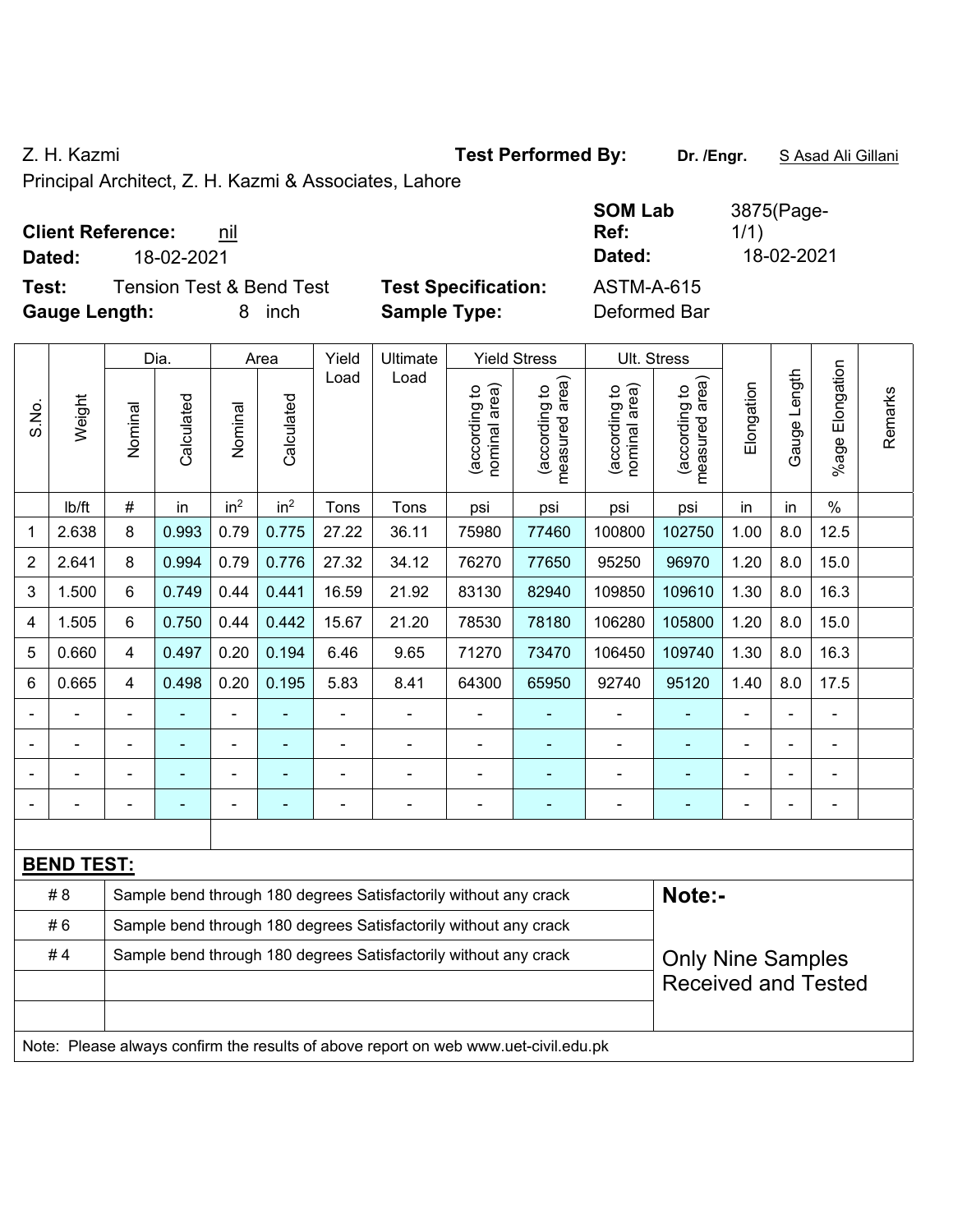Z. H. Kazmi

Principal Architect, Z. H. Kazmi & Associates, Lahore

**Test Performed By:** **Dr. /Engr.** S Asad Ali Gillani

**Client Reference:** nil

**Dated:** 18-02-2021

**SOM Lab Ref:** 3875(Page-1/1)

**Dated:** 18-02-2021

**Test:** Tension Test & Bend Test

**Test Specification:** ASTM-A-615

**Gauge Length:** 8 inch

**Sample Type:** Deformed Bar

| S.No. | Weight | Dia. | | Area | | Yield Load | Ultimate Load | Yield Stress | | Ult. Stress | | Elongation | Gauge Length | %age Elongation | Remarks |
|---|---|---|---|---|---|---|---|---|---|---|---|---|---|---|---|
| | | Nominal | Calculated | Nominal | Calculated | | | (according to nominal area) | (according to measured area) | (according to nominal area) | (according to measured area) | | | | |
| | lb/ft | # | in | in$^2$ | in$^2$ | Tons | Tons | psi | psi | psi | psi | in | in | % | |
| 1 | 2.638 | 8 | 0.993 | 0.79 | 0.775 | 27.22 | 36.11 | 75980 | 77460 | 100800 | 102750 | 1.00 | 8.0 | 12.5 | |
| 2 | 2.641 | 8 | 0.994 | 0.79 | 0.776 | 27.32 | 34.12 | 76270 | 77650 | 95250 | 96970 | 1.20 | 8.0 | 15.0 | |
| 3 | 1.500 | 6 | 0.749 | 0.44 | 0.441 | 16.59 | 21.92 | 83130 | 82940 | 109850 | 109610 | 1.30 | 8.0 | 16.3 | |
| 4 | 1.505 | 6 | 0.750 | 0.44 | 0.442 | 15.67 | 21.20 | 78530 | 78180 | 106280 | 105800 | 1.20 | 8.0 | 15.0 | |
| 5 | 0.660 | 4 | 0.497 | 0.20 | 0.194 | 6.46 | 9.65 | 71270 | 73470 | 106450 | 109740 | 1.30 | 8.0 | 16.3 | |
| 6 | 0.665 | 4 | 0.498 | 0.20 | 0.195 | 5.83 | 8.41 | 64300 | 65950 | 92740 | 95120 | 1.40 | 8.0 | 17.5 | |
| - | - | - | - | - | - | - | - | - | - | - | - | - | - | - | |
| - | - | - | - | - | - | - | - | - | - | - | - | - | - | - | |
| - | - | - | - | - | - | - | - | - | - | - | - | - | - | - | |
| - | - | - | - | - | - | - | - | - | - | - | - | - | - | - | |

**BEND TEST:**

| | | |
|---|---|---|
| # 8 | Sample bend through 180 degrees Satisfactorily without any crack | **Note:-** |
| # 6 | Sample bend through 180 degrees Satisfactorily without any crack | |
| # 4 | Sample bend through 180 degrees Satisfactorily without any crack | Only Nine Samples Received and Tested |

Note: Please always confirm the results of above report on web www.uet-civil.edu.pk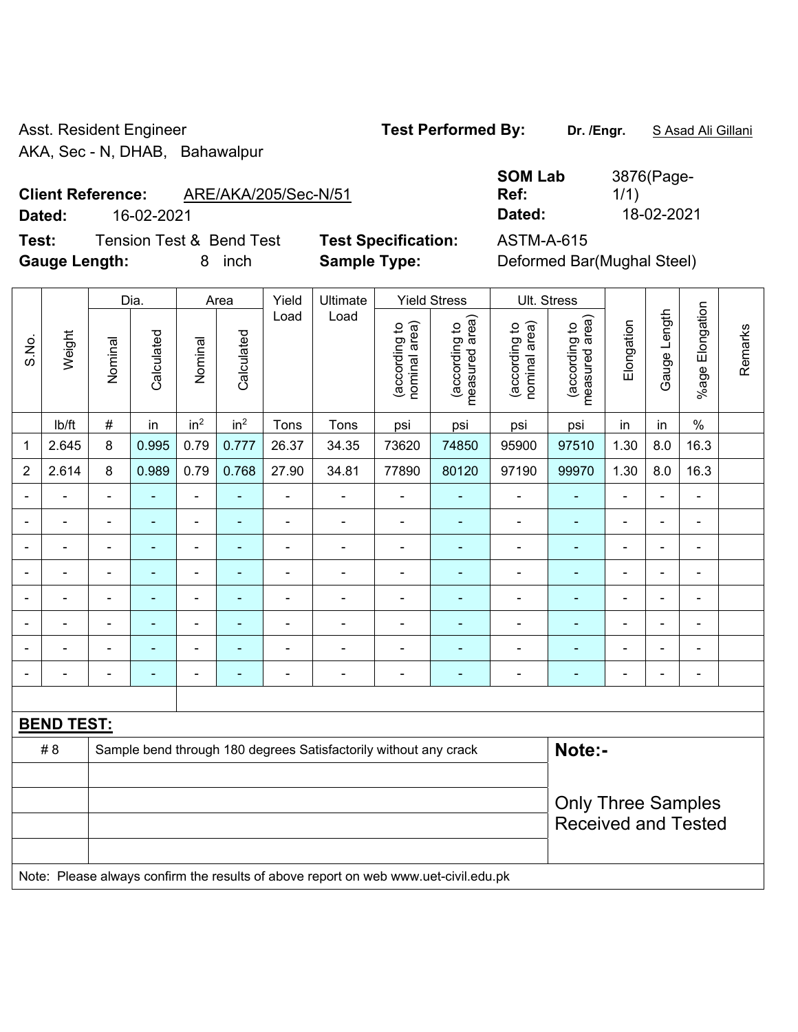Asst. Resident Engineer
AKA, Sec - N, DHAB, Bahawalpur

**Test Performed By:** **Dr. /Engr.** S Asad Ali Gillani

**Client Reference:** ARE/AKA/205/Sec-N/51
**Dated:** 16-02-2021

**SOM Lab Ref:** 3876(Page-1/1)
**Dated:** 18-02-2021

**Test:** Tension Test & Bend Test
**Gauge Length:** 8 inch

**Test Specification:** ASTM-A-615
**Sample Type:** Deformed Bar(Mughal Steel)

| S.No. | Weight | Dia. | | Area | | Yield Load | Ultimate Load | Yield Stress | | Ult. Stress | | Elongation | Gauge Length | %age Elongation | Remarks |
|---|---|---|---|---|---|---|---|---|---|---|---|---|---|---|---|
| | | Nominal | Calculated | Nominal | Calculated | | | (according to nominal area) | (according to measured area) | (according to nominal area) | (according to measured area) | | | | |
| | lb/ft | # | in | in$^2$ | in$^2$ | Tons | Tons | psi | psi | psi | psi | in | in | % | |
| 1 | 2.645 | 8 | 0.995 | 0.79 | 0.777 | 26.37 | 34.35 | 73620 | 74850 | 95900 | 97510 | 1.30 | 8.0 | 16.3 | |
| 2 | 2.614 | 8 | 0.989 | 0.79 | 0.768 | 27.90 | 34.81 | 77890 | 80120 | 97190 | 99970 | 1.30 | 8.0 | 16.3 | |
| - | - | - | - | - | - | - | - | - | - | - | - | - | - | - | |
| - | - | - | - | - | - | - | - | - | - | - | - | - | - | - | |
| - | - | - | - | - | - | - | - | - | - | - | - | - | - | - | |
| - | - | - | - | - | - | - | - | - | - | - | - | - | - | - | |
| - | - | - | - | - | - | - | - | - | - | - | - | - | - | - | |
| - | - | - | - | - | - | - | - | - | - | - | - | - | - | - | |
| - | - | - | - | - | - | - | - | - | - | - | - | - | - | - | |
| - | - | - | - | - | - | - | - | - | - | - | - | - | - | - | |

**BEND TEST:**

| | |
|---|---|
| # 8 | Sample bend through 180 degrees Satisfactorily without any crack |

**Note:-**

Only Three Samples Received and Tested

Note: Please always confirm the results of above report on web www.uet-civil.edu.pk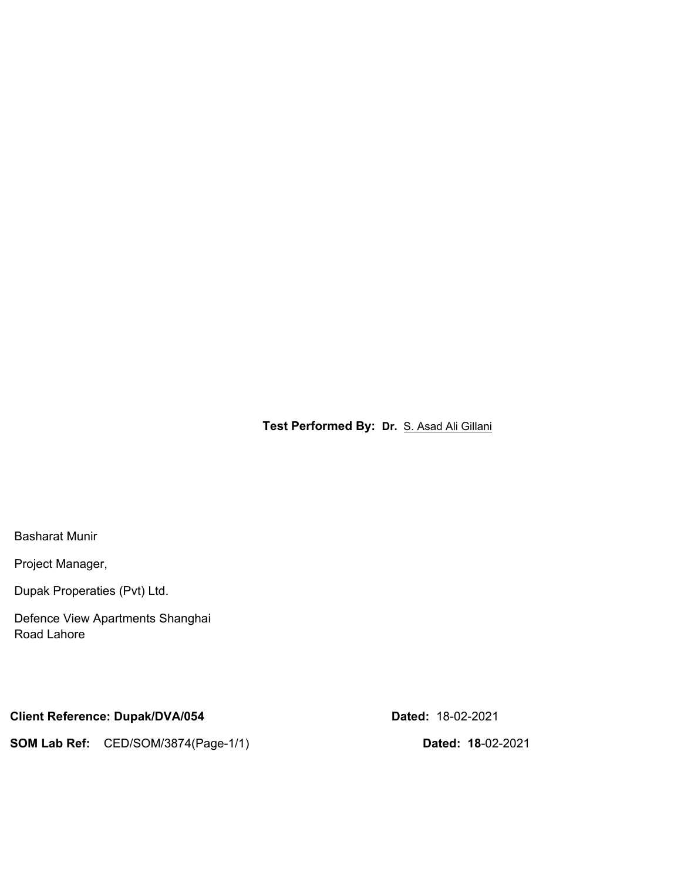**Test Performed By: Dr.** S. Asad Ali Gillani

Basharat Munir

Project Manager,

Dupak Properaties (Pvt) Ltd.

Defence View Apartments Shanghai Road Lahore

**Client Reference: Dupak/DVA/054** **Dated:** 18-02-2021

**SOM Lab Ref:** CED/SOM/3874(Page-1/1) **Dated:** **18**-02-2021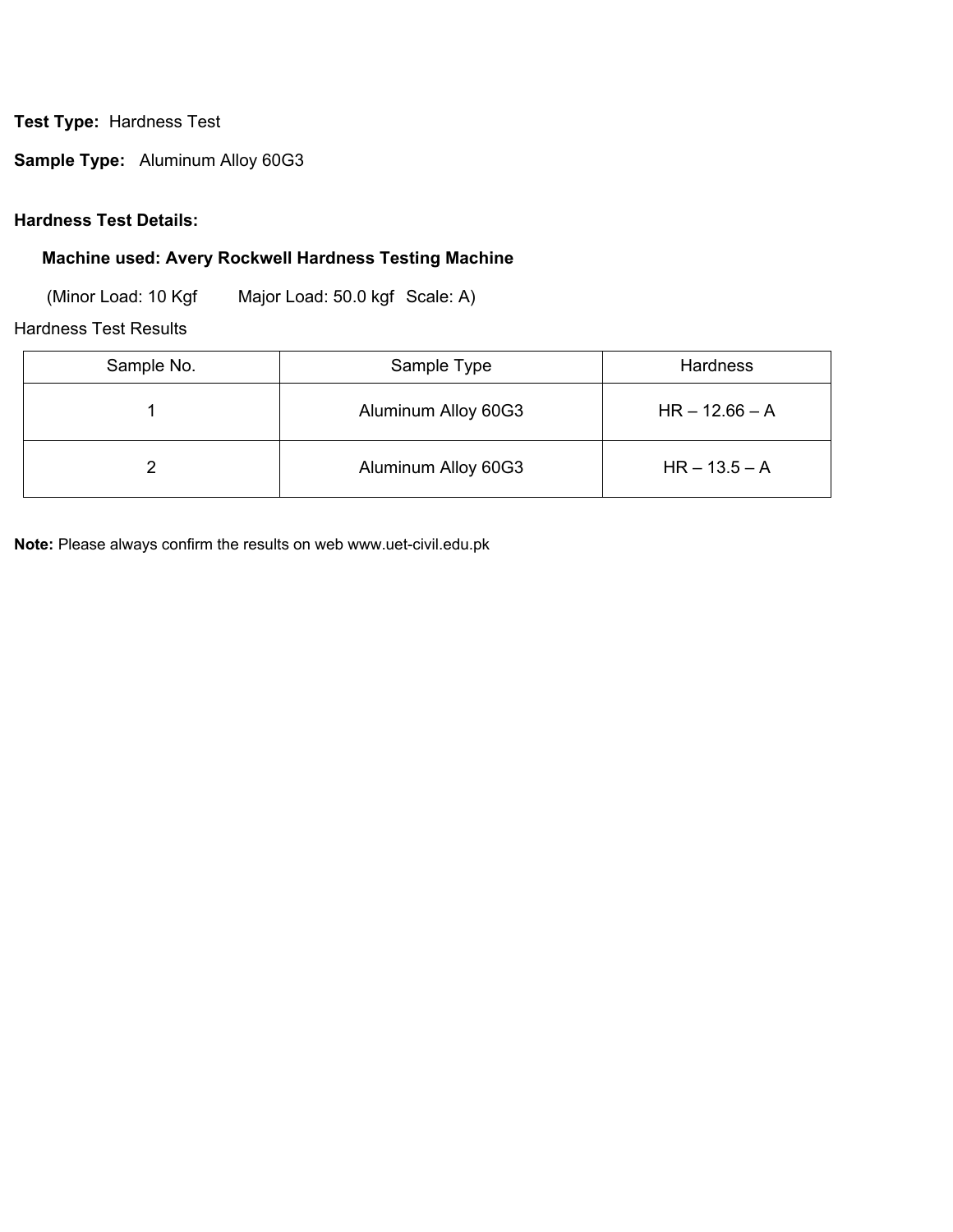**Test Type:** Hardness Test

**Sample Type:** Aluminum Alloy 60G3

**Hardness Test Details:**

**Machine used: Avery Rockwell Hardness Testing Machine**

(Minor Load: 10 Kgf Major Load: 50.0 kgf Scale: A)

Hardness Test Results

| Sample No. | Sample Type | Hardness |
|---|---|---|
| 1 | Aluminum Alloy 60G3 | HR – 12.66 – A |
| 2 | Aluminum Alloy 60G3 | HR – 13.5 – A |

**Note:** Please always confirm the results on web www.uet-civil.edu.pk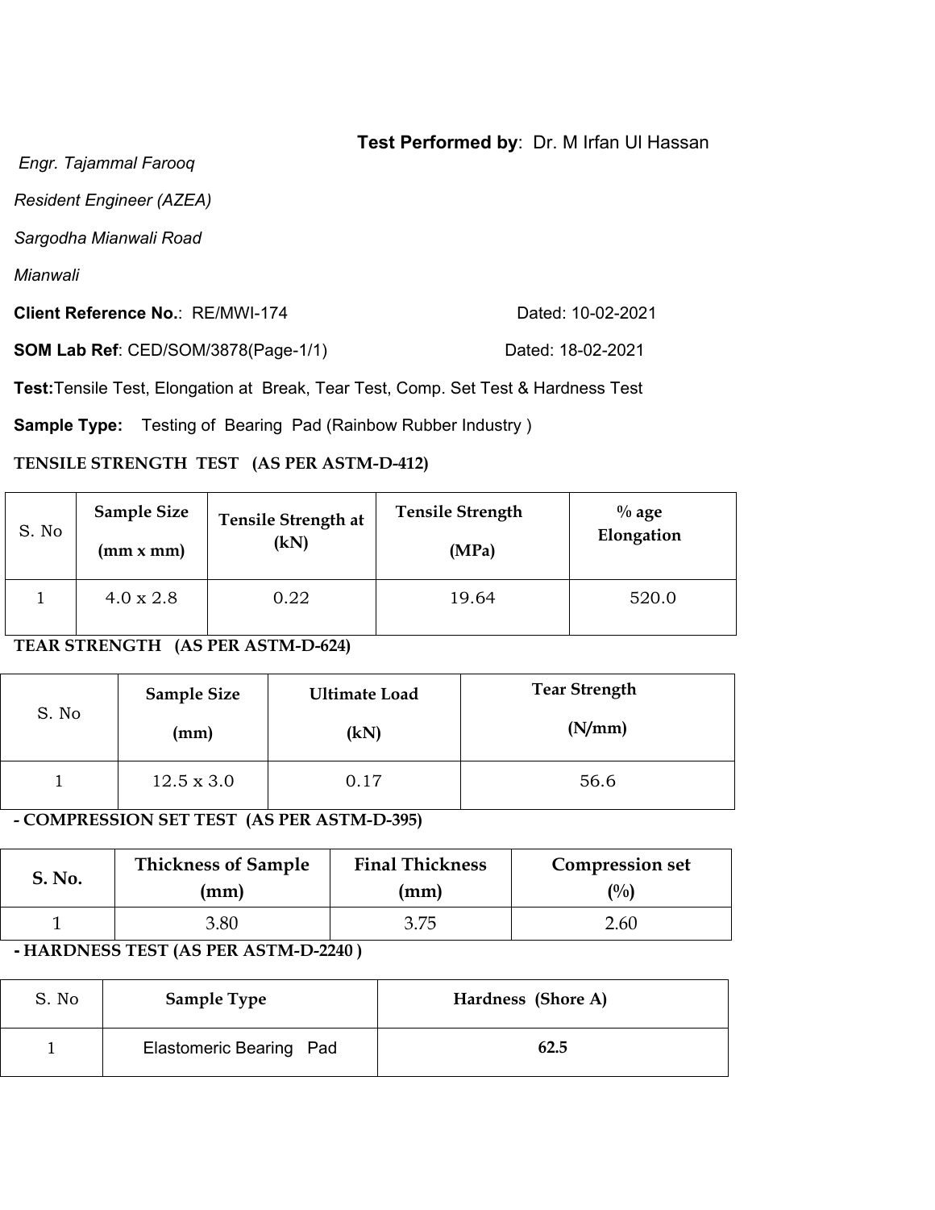**Test Performed by**: Dr. M Irfan Ul Hassan

*Engr. Tajammal Farooq*

*Resident Engineer (AZEA)*

*Sargodha Mianwali Road*

*Mianwali*

**Client Reference No.**: RE/MWI-174 Dated: 10-02-2021

**SOM Lab Ref**: CED/SOM/3878(Page-1/1) Dated: 18-02-2021

**Test:** Tensile Test, Elongation at Break, Tear Test, Comp. Set Test & Hardness Test

**Sample Type:** Testing of Bearing Pad (Rainbow Rubber Industry )

**TENSILE STRENGTH TEST (AS PER ASTM-D-412)**

| S. No | Sample Size (mm x mm) | Tensile Strength at (kN) | Tensile Strength (MPa) | % age Elongation |
|---|---|---|---|---|
| 1 | 4.0 x 2.8 | 0.22 | 19.64 | 520.0 |

**TEAR STRENGTH (AS PER ASTM-D-624)**

| S. No | Sample Size (mm) | Ultimate Load (kN) | Tear Strength (N/mm) |
|---|---|---|---|
| 1 | 12.5 x 3.0 | 0.17 | 56.6 |

**- COMPRESSION SET TEST (AS PER ASTM-D-395)**

| S. No. | Thickness of Sample (mm) | Final Thickness (mm) | Compression set (%) |
|---|---|---|---|
| 1 | 3.80 | 3.75 | 2.60 |

**- HARDNESS TEST (AS PER ASTM-D-2240 )**

| S. No | Sample Type | Hardness (Shore A) |
|---|---|---|
| 1 | Elastomeric Bearing Pad | **62.5** |